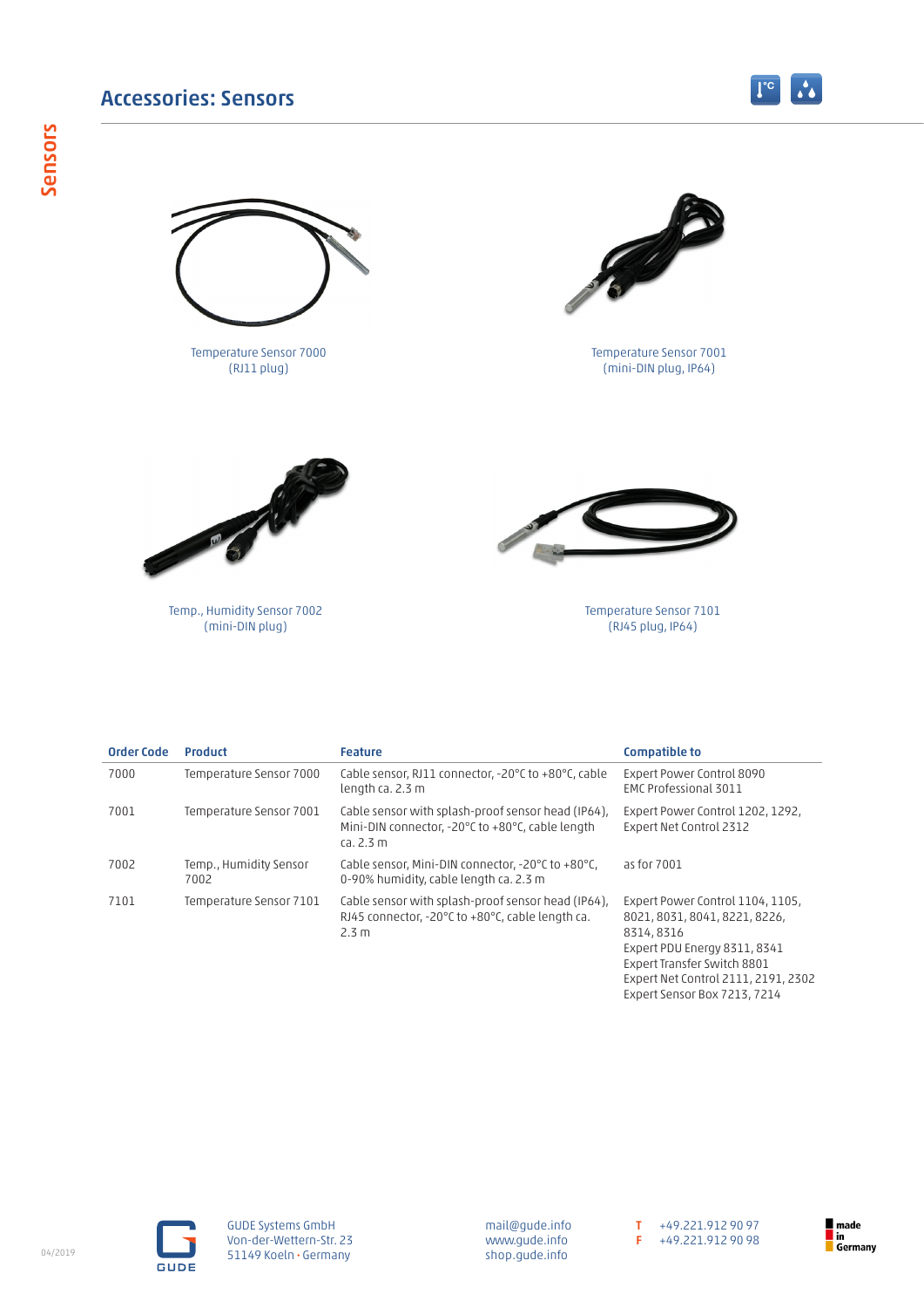## Accessories: Sensors

Temperature Sensor 7000
(RJ11 plug)

Temperature Sensor 7001
(mini-DIN plug, IP64)

Temp., Humidity Sensor 7002
(mini-DIN plug)

Temperature Sensor 7101
(RJ45 plug, IP64)

| Order Code | Product | Feature | Compatible to |
|---|---|---|---|
| 7000 | Temperature Sensor 7000 | Cable sensor, RJ11 connector, -20°C to +80°C, cable length ca. 2.3 m | Expert Power Control 8090<br>EMC Professional 3011 |
| 7001 | Temperature Sensor 7001 | Cable sensor with splash-proof sensor head (IP64), Mini-DIN connector, -20°C to +80°C, cable length ca. 2.3 m | Expert Power Control 1202, 1292,<br>Expert Net Control 2312 |
| 7002 | Temp., Humidity Sensor 7002 | Cable sensor, Mini-DIN connector, -20°C to +80°C, 0-90% humidity, cable length ca. 2.3 m | as for 7001 |
| 7101 | Temperature Sensor 7101 | Cable sensor with splash-proof sensor head (IP64), RJ45 connector, -20°C to +80°C, cable length ca. 2.3 m | Expert Power Control 1104, 1105, 8021, 8031, 8041, 8221, 8226, 8314, 8316<br>Expert PDU Energy 8311, 8341<br>Expert Transfer Switch 8801<br>Expert Net Control 2111, 2191, 2302<br>Expert Sensor Box 7213, 7214 |

GUDE Systems GmbH
Von-der-Wettern-Str. 23
51149 Koeln · Germany

mail@gude.info
www.gude.info
shop.gude.info

T +49.221.912 90 97
F +49.221.912 90 98

made in Germany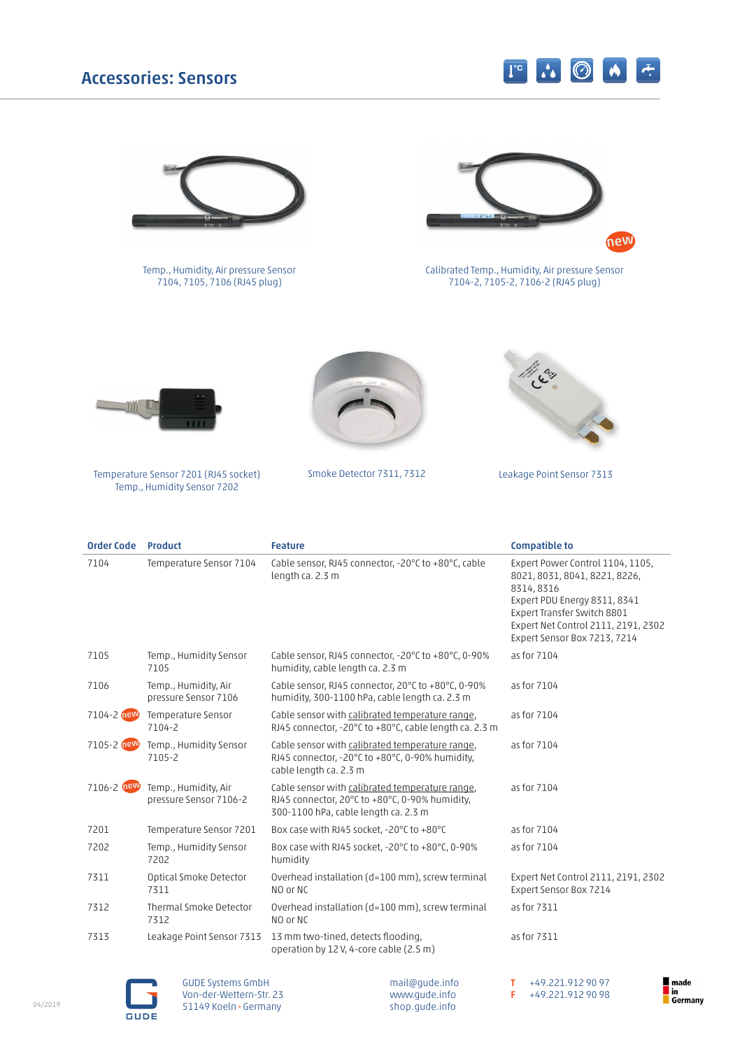## Accessories: Sensors

Temp., Humidity, Air pressure Sensor
7104, 7105, 7106 (RJ45 plug)

new

Calibrated Temp., Humidity, Air pressure Sensor
7104-2, 7105-2, 7106-2 (RJ45 plug)

Temperature Sensor 7201 (RJ45 socket)
Temp., Humidity Sensor 7202

Smoke Detector 7311, 7312

Leakage Point Sensor 7313

| Order Code | Product | Feature | Compatible to |
|---|---|---|---|
| 7104 | Temperature Sensor 7104 | Cable sensor, RJ45 connector, -20°C to +80°C, cable length ca. 2.3 m | Expert Power Control 1104, 1105, 8021, 8031, 8041, 8221, 8226, 8314, 8316<br>Expert PDU Energy 8311, 8341<br>Expert Transfer Switch 8801<br>Expert Net Control 2111, 2191, 2302<br>Expert Sensor Box 7213, 7214 |
| 7105 | Temp., Humidity Sensor 7105 | Cable sensor, RJ45 connector, -20°C to +80°C, 0-90% humidity, cable length ca. 2.3 m | as for 7104 |
| 7106 | Temp., Humidity, Air pressure Sensor 7106 | Cable sensor, RJ45 connector, 20°C to +80°C, 0-90% humidity, 300-1100 hPa, cable length ca. 2.3 m | as for 7104 |
| 7104-2 new | Temperature Sensor 7104-2 | Cable sensor with calibrated temperature range, RJ45 connector, -20°C to +80°C, cable length ca. 2.3 m | as for 7104 |
| 7105-2 new | Temp., Humidity Sensor 7105-2 | Cable sensor with calibrated temperature range, RJ45 connector, -20°C to +80°C, 0-90% humidity, cable length ca. 2.3 m | as for 7104 |
| 7106-2 new | Temp., Humidity, Air pressure Sensor 7106-2 | Cable sensor with calibrated temperature range, RJ45 connector, 20°C to +80°C, 0-90% humidity, 300-1100 hPa, cable length ca. 2.3 m | as for 7104 |
| 7201 | Temperature Sensor 7201 | Box case with RJ45 socket, -20°C to +80°C | as for 7104 |
| 7202 | Temp., Humidity Sensor 7202 | Box case with RJ45 socket, -20°C to +80°C, 0-90% humidity | as for 7104 |
| 7311 | Optical Smoke Detector 7311 | Overhead installation (d=100 mm), screw terminal NO or NC | Expert Net Control 2111, 2191, 2302<br>Expert Sensor Box 7214 |
| 7312 | Thermal Smoke Detector 7312 | Overhead installation (d=100 mm), screw terminal NO or NC | as for 7311 |
| 7313 | Leakage Point Sensor 7313 | 13 mm two-tined, detects flooding, operation by 12 V, 4-core cable (2.5 m) | as for 7311 |

GUDE Systems GmbH
Von-der-Wettern-Str. 23
51149 Koeln · Germany

mail@gude.info
www.gude.info
shop.gude.info

T +49.221.912 90 97
F +49.221.912 90 98

made in Germany

04/2019